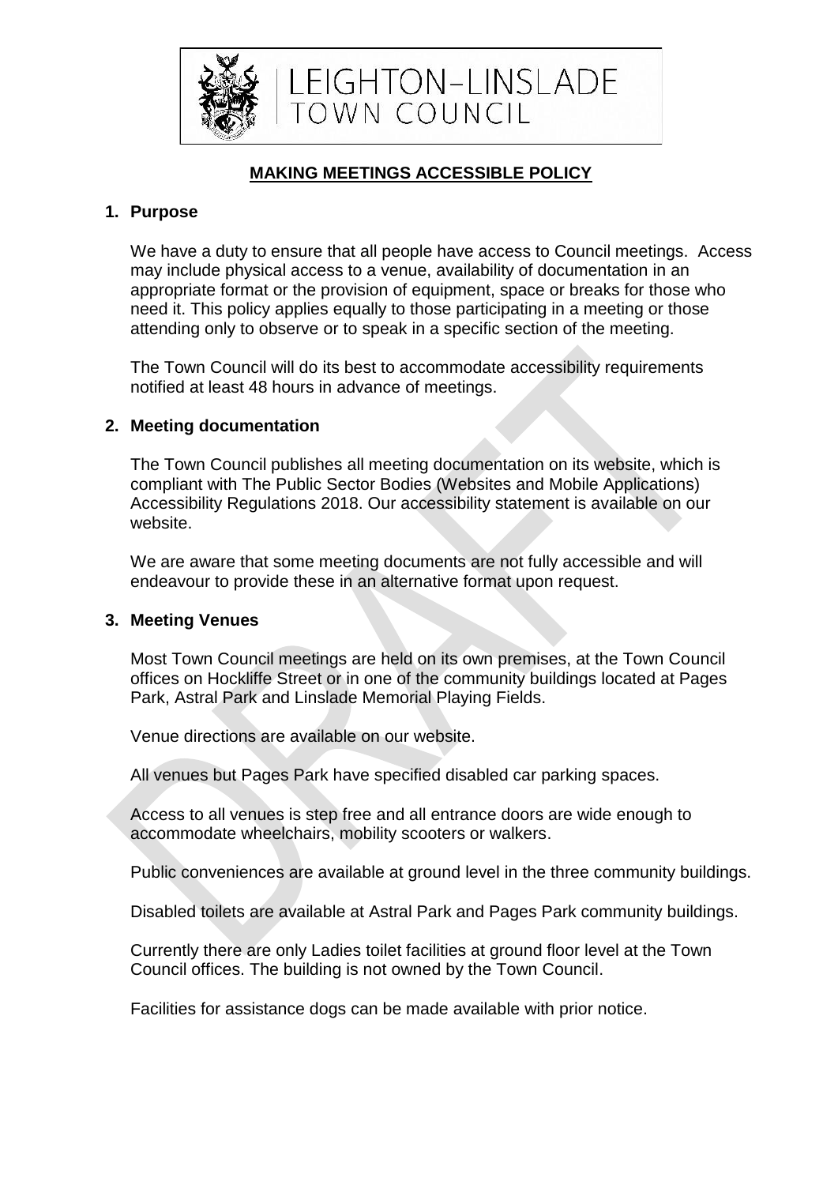LEIGHTON-LINSLADE TOWN COUNCIL

# MAKING MEETINGS ACCESSIBLE POLICY

## 1. Purpose

We have a duty to ensure that all people have access to Council meetings. Access may include physical access to a venue, availability of documentation in an appropriate format or the provision of equipment, space or breaks for those who need it. This policy applies equally to those participating in a meeting or those attending only to observe or to speak in a specific section of the meeting.

The Town Council will do its best to accommodate accessibility requirements notified at least 48 hours in advance of meetings.

## 2. Meeting documentation

The Town Council publishes all meeting documentation on its website, which is compliant with The Public Sector Bodies (Websites and Mobile Applications) Accessibility Regulations 2018. Our accessibility statement is available on our website.

We are aware that some meeting documents are not fully accessible and will endeavour to provide these in an alternative format upon request.

## 3. Meeting Venues

Most Town Council meetings are held on its own premises, at the Town Council offices on Hockliffe Street or in one of the community buildings located at Pages Park, Astral Park and Linslade Memorial Playing Fields.

Venue directions are available on our website.

All venues but Pages Park have specified disabled car parking spaces.

Access to all venues is step free and all entrance doors are wide enough to accommodate wheelchairs, mobility scooters or walkers.

Public conveniences are available at ground level in the three community buildings.

Disabled toilets are available at Astral Park and Pages Park community buildings.

Currently there are only Ladies toilet facilities at ground floor level at the Town Council offices. The building is not owned by the Town Council.

Facilities for assistance dogs can be made available with prior notice.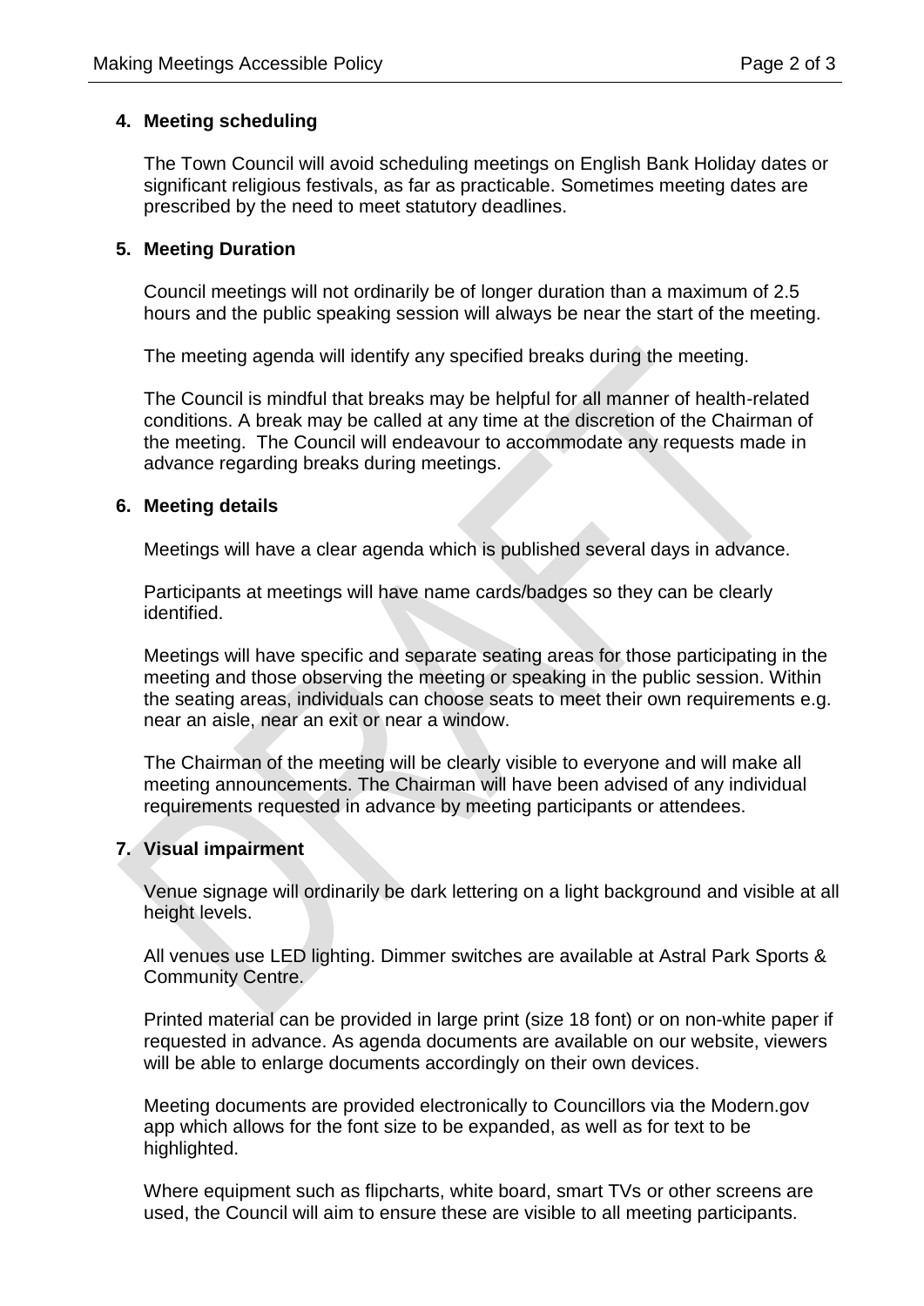## 4. Meeting scheduling

The Town Council will avoid scheduling meetings on English Bank Holiday dates or significant religious festivals, as far as practicable. Sometimes meeting dates are prescribed by the need to meet statutory deadlines.

## 5. Meeting Duration

Council meetings will not ordinarily be of longer duration than a maximum of 2.5 hours and the public speaking session will always be near the start of the meeting.

The meeting agenda will identify any specified breaks during the meeting.

The Council is mindful that breaks may be helpful for all manner of health-related conditions. A break may be called at any time at the discretion of the Chairman of the meeting. The Council will endeavour to accommodate any requests made in advance regarding breaks during meetings.

## 6. Meeting details

Meetings will have a clear agenda which is published several days in advance.

Participants at meetings will have name cards/badges so they can be clearly identified.

Meetings will have specific and separate seating areas for those participating in the meeting and those observing the meeting or speaking in the public session. Within the seating areas, individuals can choose seats to meet their own requirements e.g. near an aisle, near an exit or near a window.

The Chairman of the meeting will be clearly visible to everyone and will make all meeting announcements. The Chairman will have been advised of any individual requirements requested in advance by meeting participants or attendees.

## 7. Visual impairment

Venue signage will ordinarily be dark lettering on a light background and visible at all height levels.

All venues use LED lighting. Dimmer switches are available at Astral Park Sports & Community Centre.

Printed material can be provided in large print (size 18 font) or on non-white paper if requested in advance. As agenda documents are available on our website, viewers will be able to enlarge documents accordingly on their own devices.

Meeting documents are provided electronically to Councillors via the Modern.gov app which allows for the font size to be expanded, as well as for text to be highlighted.

Where equipment such as flipcharts, white board, smart TVs or other screens are used, the Council will aim to ensure these are visible to all meeting participants.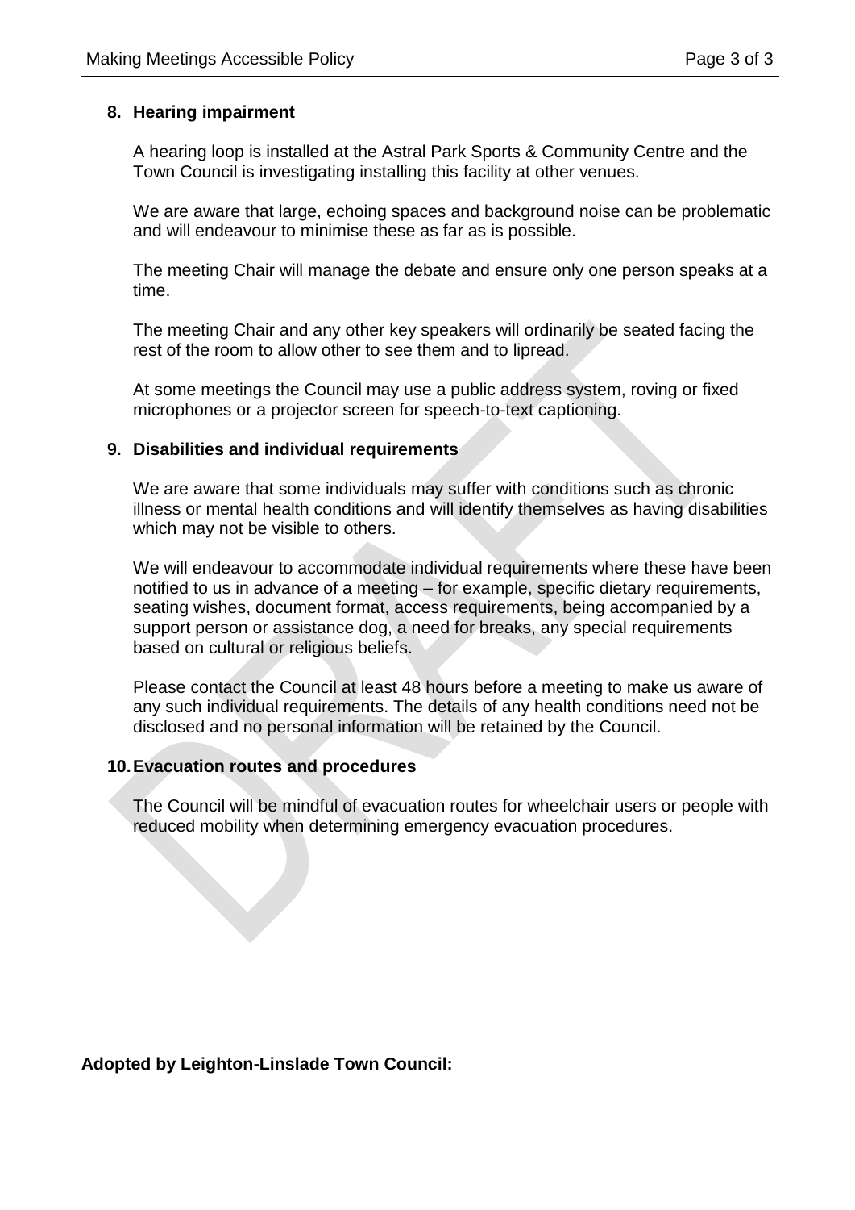## 8. Hearing impairment

A hearing loop is installed at the Astral Park Sports & Community Centre and the Town Council is investigating installing this facility at other venues.

We are aware that large, echoing spaces and background noise can be problematic and will endeavour to minimise these as far as is possible.

The meeting Chair will manage the debate and ensure only one person speaks at a time.

The meeting Chair and any other key speakers will ordinarily be seated facing the rest of the room to allow other to see them and to lipread.

At some meetings the Council may use a public address system, roving or fixed microphones or a projector screen for speech-to-text captioning.

## 9. Disabilities and individual requirements

We are aware that some individuals may suffer with conditions such as chronic illness or mental health conditions and will identify themselves as having disabilities which may not be visible to others.

We will endeavour to accommodate individual requirements where these have been notified to us in advance of a meeting – for example, specific dietary requirements, seating wishes, document format, access requirements, being accompanied by a support person or assistance dog, a need for breaks, any special requirements based on cultural or religious beliefs.

Please contact the Council at least 48 hours before a meeting to make us aware of any such individual requirements. The details of any health conditions need not be disclosed and no personal information will be retained by the Council.

## 10. Evacuation routes and procedures

The Council will be mindful of evacuation routes for wheelchair users or people with reduced mobility when determining emergency evacuation procedures.

**Adopted by Leighton-Linslade Town Council:**